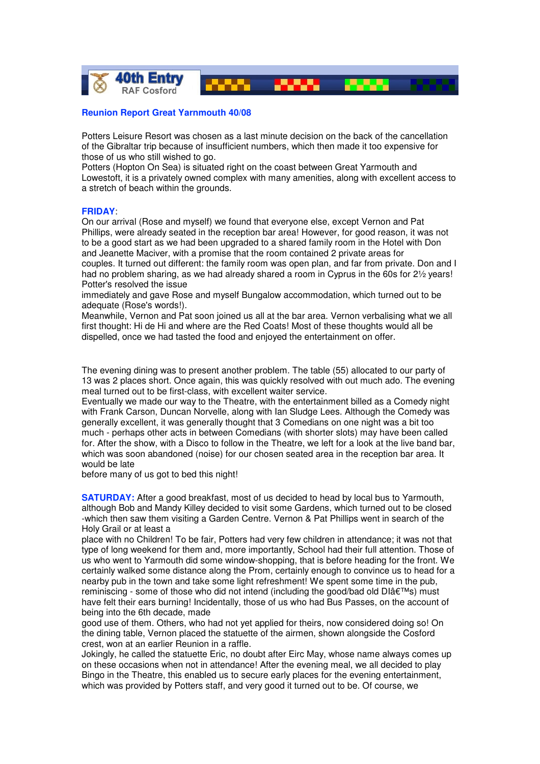40th Entry
RAF Cosford

## Reunion Report Great Yarnmouth 40/08

Potters Leisure Resort was chosen as a last minute decision on the back of the cancellation of the Gibraltar trip because of insufficient numbers, which then made it too expensive for those of us who still wished to go.
Potters (Hopton On Sea) is situated right on the coast between Great Yarmouth and Lowestoft, it is a privately owned complex with many amenities, along with excellent access to a stretch of beach within the grounds.

**FRIDAY**:
On our arrival (Rose and myself) we found that everyone else, except Vernon and Pat Phillips, were already seated in the reception bar area! However, for good reason, it was not to be a good start as we had been upgraded to a shared family room in the Hotel with Don and Jeanette Maciver, with a promise that the room contained 2 private areas for couples. It turned out different: the family room was open plan, and far from private. Don and I had no problem sharing, as we had already shared a room in Cyprus in the 60s for 2½ years! Potter's resolved the issue
immediately and gave Rose and myself Bungalow accommodation, which turned out to be adequate (Rose's words!).
Meanwhile, Vernon and Pat soon joined us all at the bar area. Vernon verbalising what we all first thought: Hi de Hi and where are the Red Coats! Most of these thoughts would all be dispelled, once we had tasted the food and enjoyed the entertainment on offer.

The evening dining was to present another problem. The table (55) allocated to our party of 13 was 2 places short. Once again, this was quickly resolved with out much ado. The evening meal turned out to be first-class, with excellent waiter service.
Eventually we made our way to the Theatre, with the entertainment billed as a Comedy night with Frank Carson, Duncan Norvelle, along with Ian Sludge Lees. Although the Comedy was generally excellent, it was generally thought that 3 Comedians on one night was a bit too much - perhaps other acts in between Comedians (with shorter slots) may have been called for. After the show, with a Disco to follow in the Theatre, we left for a look at the live band bar, which was soon abandoned (noise) for our chosen seated area in the reception bar area. It would be late
before many of us got to bed this night!

**SATURDAY:** After a good breakfast, most of us decided to head by local bus to Yarmouth, although Bob and Mandy Killey decided to visit some Gardens, which turned out to be closed -which then saw them visiting a Garden Centre. Vernon & Pat Phillips went in search of the Holy Grail or at least a
place with no Children! To be fair, Potters had very few children in attendance; it was not that type of long weekend for them and, more importantly, School had their full attention. Those of us who went to Yarmouth did some window-shopping, that is before heading for the front. We certainly walked some distance along the Prom, certainly enough to convince us to head for a nearby pub in the town and take some light refreshment! We spent some time in the pub, reminiscing - some of those who did not intend (including the good/bad old DIâ€™s) must have felt their ears burning! Incidentally, those of us who had Bus Passes, on the account of being into the 6th decade, made
good use of them. Others, who had not yet applied for theirs, now considered doing so! On the dining table, Vernon placed the statuette of the airmen, shown alongside the Cosford crest, won at an earlier Reunion in a raffle.
Jokingly, he called the statuette Eric, no doubt after Eirc May, whose name always comes up on these occasions when not in attendance! After the evening meal, we all decided to play Bingo in the Theatre, this enabled us to secure early places for the evening entertainment, which was provided by Potters staff, and very good it turned out to be. Of course, we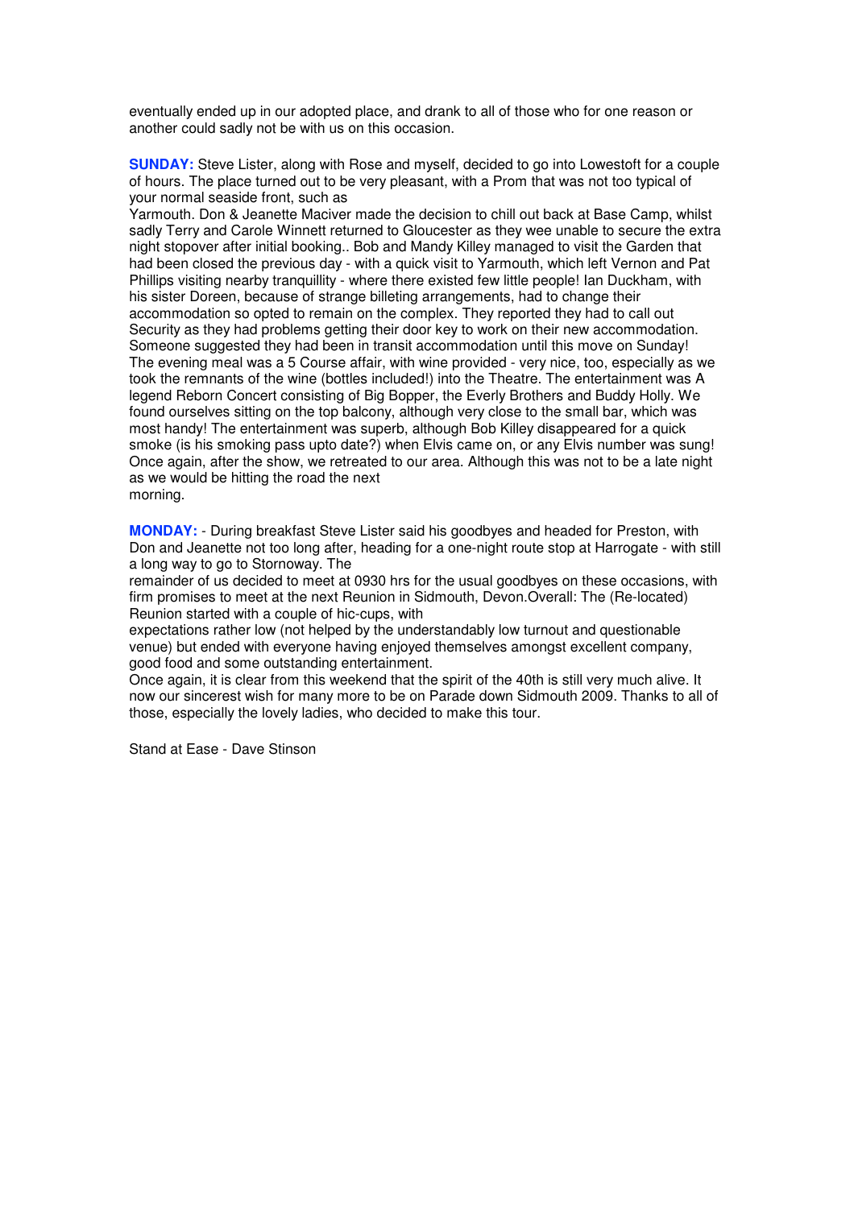eventually ended up in our adopted place, and drank to all of those who for one reason or another could sadly not be with us on this occasion.

**SUNDAY:** Steve Lister, along with Rose and myself, decided to go into Lowestoft for a couple of hours. The place turned out to be very pleasant, with a Prom that was not too typical of your normal seaside front, such as
Yarmouth. Don & Jeanette Maciver made the decision to chill out back at Base Camp, whilst sadly Terry and Carole Winnett returned to Gloucester as they wee unable to secure the extra night stopover after initial booking.. Bob and Mandy Killey managed to visit the Garden that had been closed the previous day - with a quick visit to Yarmouth, which left Vernon and Pat Phillips visiting nearby tranquillity - where there existed few little people! Ian Duckham, with his sister Doreen, because of strange billeting arrangements, had to change their accommodation so opted to remain on the complex. They reported they had to call out Security as they had problems getting their door key to work on their new accommodation. Someone suggested they had been in transit accommodation until this move on Sunday!
The evening meal was a 5 Course affair, with wine provided - very nice, too, especially as we took the remnants of the wine (bottles included!) into the Theatre. The entertainment was A legend Reborn Concert consisting of Big Bopper, the Everly Brothers and Buddy Holly. We found ourselves sitting on the top balcony, although very close to the small bar, which was most handy! The entertainment was superb, although Bob Killey disappeared for a quick smoke (is his smoking pass upto date?) when Elvis came on, or any Elvis number was sung! Once again, after the show, we retreated to our area. Although this was not to be a late night as we would be hitting the road the next
morning.

**MONDAY:** - During breakfast Steve Lister said his goodbyes and headed for Preston, with Don and Jeanette not too long after, heading for a one-night route stop at Harrogate - with still a long way to go to Stornoway. The
remainder of us decided to meet at 0930 hrs for the usual goodbyes on these occasions, with firm promises to meet at the next Reunion in Sidmouth, Devon.Overall: The (Re-located) Reunion started with a couple of hic-cups, with
expectations rather low (not helped by the understandably low turnout and questionable venue) but ended with everyone having enjoyed themselves amongst excellent company, good food and some outstanding entertainment.
Once again, it is clear from this weekend that the spirit of the 40th is still very much alive. It now our sincerest wish for many more to be on Parade down Sidmouth 2009. Thanks to all of those, especially the lovely ladies, who decided to make this tour.

Stand at Ease - Dave Stinson